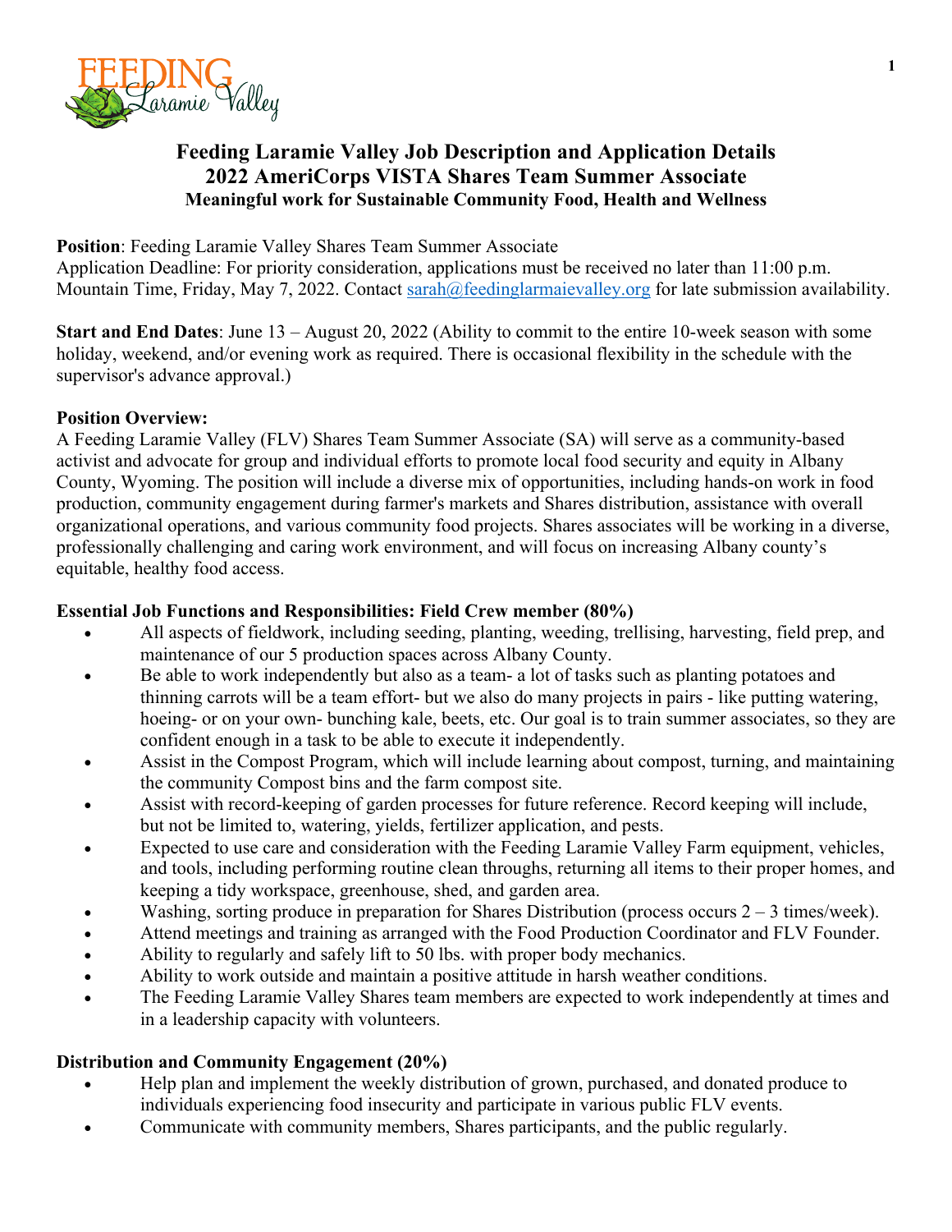# Feeding Laramie Valley Job Description and Application Details
## 2022 AmeriCorps VISTA Shares Team Summer Associate
### Meaningful work for Sustainable Community Food, Health and Wellness

**Position**: Feeding Laramie Valley Shares Team Summer Associate
Application Deadline: For priority consideration, applications must be received no later than 11:00 p.m. Mountain Time, Friday, May 7, 2022. Contact sarah@feedinglarmaievalley.org for late submission availability.

**Start and End Dates**: June 13 – August 20, 2022 (Ability to commit to the entire 10-week season with some holiday, weekend, and/or evening work as required. There is occasional flexibility in the schedule with the supervisor's advance approval.)

**Position Overview:**
A Feeding Laramie Valley (FLV) Shares Team Summer Associate (SA) will serve as a community-based activist and advocate for group and individual efforts to promote local food security and equity in Albany County, Wyoming. The position will include a diverse mix of opportunities, including hands-on work in food production, community engagement during farmer's markets and Shares distribution, assistance with overall organizational operations, and various community food projects. Shares associates will be working in a diverse, professionally challenging and caring work environment, and will focus on increasing Albany county's equitable, healthy food access.

**Essential Job Functions and Responsibilities: Field Crew member (80%)**

- All aspects of fieldwork, including seeding, planting, weeding, trellising, harvesting, field prep, and maintenance of our 5 production spaces across Albany County.
- Be able to work independently but also as a team- a lot of tasks such as planting potatoes and thinning carrots will be a team effort- but we also do many projects in pairs - like putting watering, hoeing- or on your own- bunching kale, beets, etc. Our goal is to train summer associates, so they are confident enough in a task to be able to execute it independently.
- Assist in the Compost Program, which will include learning about compost, turning, and maintaining the community Compost bins and the farm compost site.
- Assist with record-keeping of garden processes for future reference. Record keeping will include, but not be limited to, watering, yields, fertilizer application, and pests.
- Expected to use care and consideration with the Feeding Laramie Valley Farm equipment, vehicles, and tools, including performing routine clean throughs, returning all items to their proper homes, and keeping a tidy workspace, greenhouse, shed, and garden area.
- Washing, sorting produce in preparation for Shares Distribution (process occurs 2 – 3 times/week).
- Attend meetings and training as arranged with the Food Production Coordinator and FLV Founder.
- Ability to regularly and safely lift to 50 lbs. with proper body mechanics.
- Ability to work outside and maintain a positive attitude in harsh weather conditions.
- The Feeding Laramie Valley Shares team members are expected to work independently at times and in a leadership capacity with volunteers.

**Distribution and Community Engagement (20%)**

- Help plan and implement the weekly distribution of grown, purchased, and donated produce to individuals experiencing food insecurity and participate in various public FLV events.
- Communicate with community members, Shares participants, and the public regularly.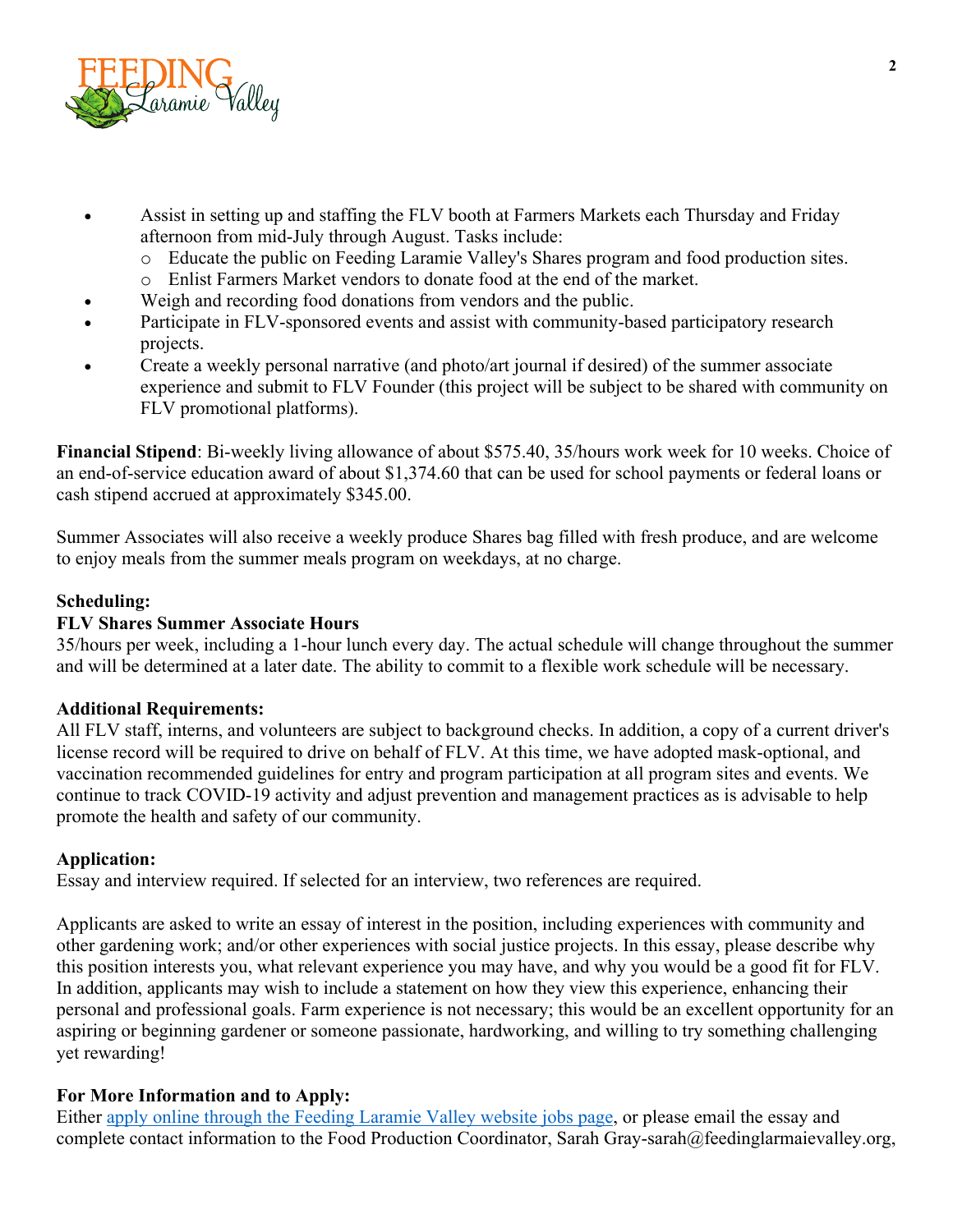- Assist in setting up and staffing the FLV booth at Farmers Markets each Thursday and Friday afternoon from mid-July through August. Tasks include:
    - Educate the public on Feeding Laramie Valley's Shares program and food production sites.
    - Enlist Farmers Market vendors to donate food at the end of the market.
- Weigh and recording food donations from vendors and the public.
- Participate in FLV-sponsored events and assist with community-based participatory research projects.
- Create a weekly personal narrative (and photo/art journal if desired) of the summer associate experience and submit to FLV Founder (this project will be subject to be shared with community on FLV promotional platforms).

**Financial Stipend**: Bi-weekly living allowance of about $575.40, 35/hours work week for 10 weeks. Choice of an end-of-service education award of about $1,374.60 that can be used for school payments or federal loans or cash stipend accrued at approximately $345.00.

Summer Associates will also receive a weekly produce Shares bag filled with fresh produce, and are welcome to enjoy meals from the summer meals program on weekdays, at no charge.

**Scheduling:**

**FLV Shares Summer Associate Hours**

35/hours per week, including a 1-hour lunch every day. The actual schedule will change throughout the summer and will be determined at a later date. The ability to commit to a flexible work schedule will be necessary.

**Additional Requirements:**

All FLV staff, interns, and volunteers are subject to background checks. In addition, a copy of a current driver's license record will be required to drive on behalf of FLV. At this time, we have adopted mask-optional, and vaccination recommended guidelines for entry and program participation at all program sites and events. We continue to track COVID-19 activity and adjust prevention and management practices as is advisable to help promote the health and safety of our community.

**Application:**

Essay and interview required. If selected for an interview, two references are required.

Applicants are asked to write an essay of interest in the position, including experiences with community and other gardening work; and/or other experiences with social justice projects. In this essay, please describe why this position interests you, what relevant experience you may have, and why you would be a good fit for FLV. In addition, applicants may wish to include a statement on how they view this experience, enhancing their personal and professional goals. Farm experience is not necessary; this would be an excellent opportunity for an aspiring or beginning gardener or someone passionate, hardworking, and willing to try something challenging yet rewarding!

**For More Information and to Apply:**

Either [apply online through the Feeding Laramie Valley website jobs page](), or please email the essay and complete contact information to the Food Production Coordinator, Sarah Gray-sarah@feedinglarmaievalley.org,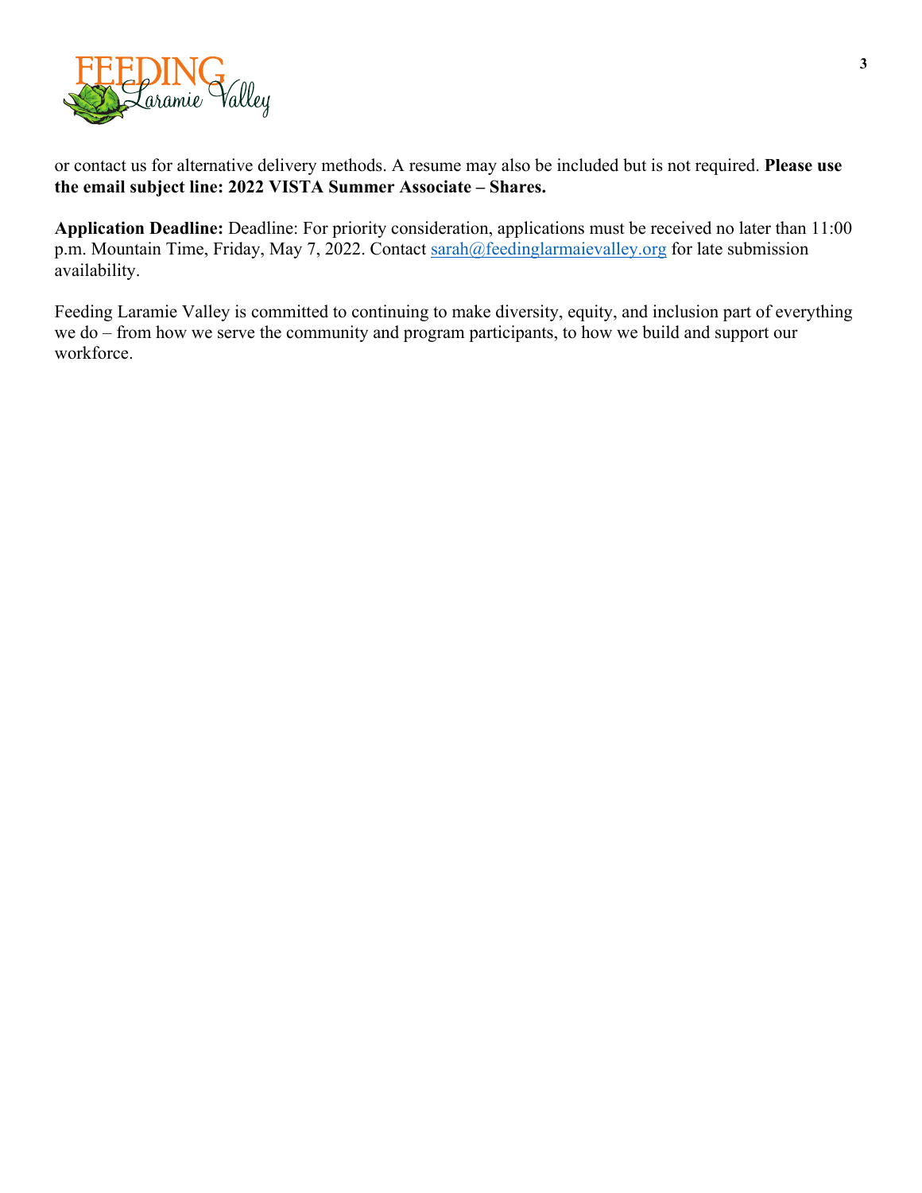or contact us for alternative delivery methods. A resume may also be included but is not required. **Please use the email subject line: 2022 VISTA Summer Associate – Shares.**

**Application Deadline:** Deadline: For priority consideration, applications must be received no later than 11:00 p.m. Mountain Time, Friday, May 7, 2022. Contact sarah@feedinglarmaievalley.org for late submission availability.

Feeding Laramie Valley is committed to continuing to make diversity, equity, and inclusion part of everything we do – from how we serve the community and program participants, to how we build and support our workforce.